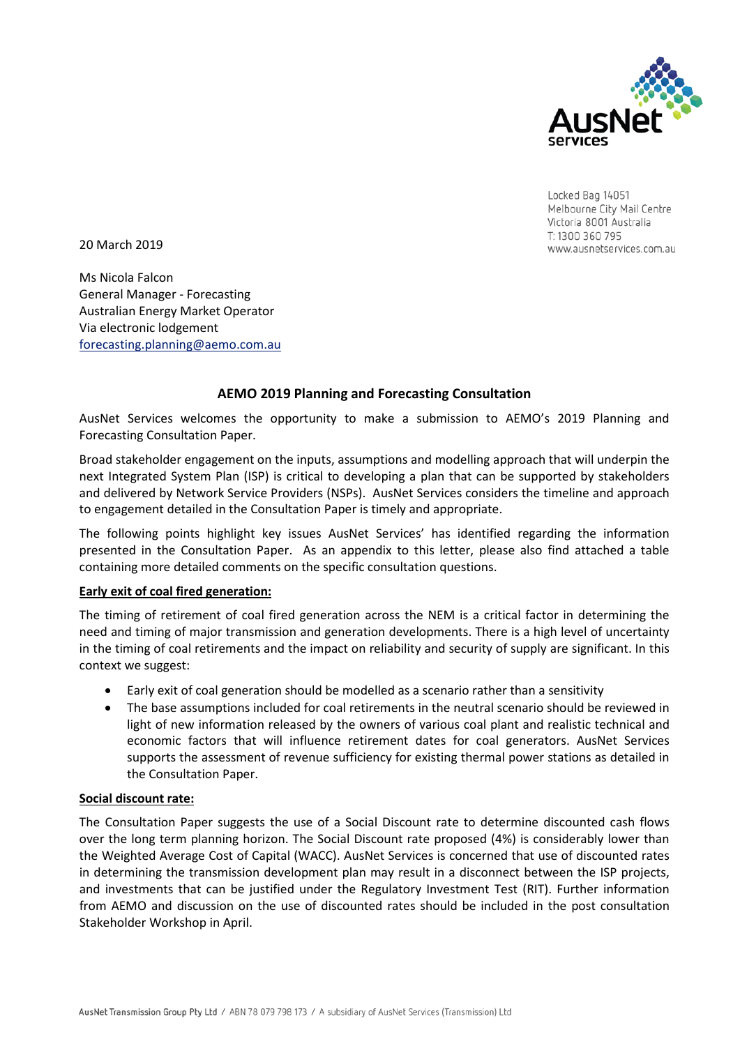Locked Bag 14051
Melbourne City Mail Centre
Victoria 8001 Australia
T: 1300 360 795
www.ausnetservices.com.au

20 March 2019

Ms Nicola Falcon
General Manager - Forecasting
Australian Energy Market Operator
Via electronic lodgement
forecasting.planning@aemo.com.au

**AEMO 2019 Planning and Forecasting Consultation**

AusNet Services welcomes the opportunity to make a submission to AEMO's 2019 Planning and Forecasting Consultation Paper.

Broad stakeholder engagement on the inputs, assumptions and modelling approach that will underpin the next Integrated System Plan (ISP) is critical to developing a plan that can be supported by stakeholders and delivered by Network Service Providers (NSPs). AusNet Services considers the timeline and approach to engagement detailed in the Consultation Paper is timely and appropriate.

The following points highlight key issues AusNet Services' has identified regarding the information presented in the Consultation Paper. As an appendix to this letter, please also find attached a table containing more detailed comments on the specific consultation questions.

**Early exit of coal fired generation:**

The timing of retirement of coal fired generation across the NEM is a critical factor in determining the need and timing of major transmission and generation developments. There is a high level of uncertainty in the timing of coal retirements and the impact on reliability and security of supply are significant. In this context we suggest:

- Early exit of coal generation should be modelled as a scenario rather than a sensitivity
- The base assumptions included for coal retirements in the neutral scenario should be reviewed in light of new information released by the owners of various coal plant and realistic technical and economic factors that will influence retirement dates for coal generators. AusNet Services supports the assessment of revenue sufficiency for existing thermal power stations as detailed in the Consultation Paper.

**Social discount rate:**

The Consultation Paper suggests the use of a Social Discount rate to determine discounted cash flows over the long term planning horizon. The Social Discount rate proposed (4%) is considerably lower than the Weighted Average Cost of Capital (WACC). AusNet Services is concerned that use of discounted rates in determining the transmission development plan may result in a disconnect between the ISP projects, and investments that can be justified under the Regulatory Investment Test (RIT). Further information from AEMO and discussion on the use of discounted rates should be included in the post consultation Stakeholder Workshop in April.

AusNet Transmission Group Pty Ltd / ABN 78 079 798 173 / A subsidiary of AusNet Services (Transmission) Ltd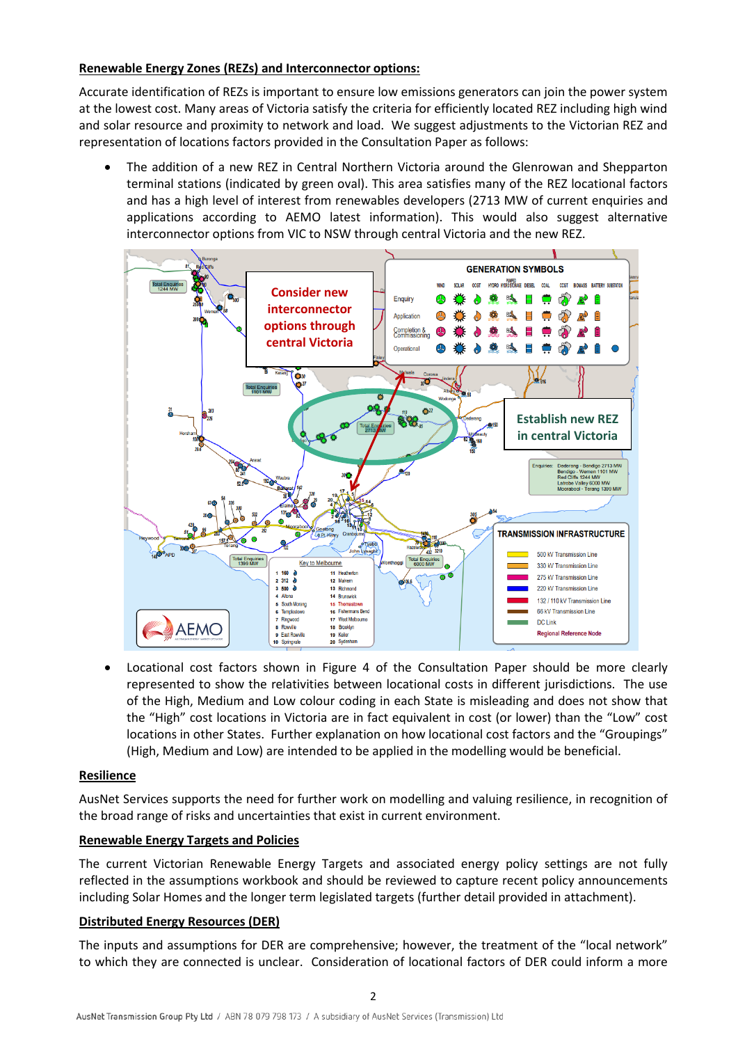**Renewable Energy Zones (REZs) and Interconnector options:**

Accurate identification of REZs is important to ensure low emissions generators can join the power system at the lowest cost. Many areas of Victoria satisfy the criteria for efficiently located REZ including high wind and solar resource and proximity to network and load. We suggest adjustments to the Victorian REZ and representation of locations factors provided in the Consultation Paper as follows:

- The addition of a new REZ in Central Northern Victoria around the Glenrowan and Shepparton terminal stations (indicated by green oval). This area satisfies many of the REZ locational factors and has a high level of interest from renewables developers (2713 MW of current enquiries and applications according to AEMO latest information). This would also suggest alternative interconnector options from VIC to NSW through central Victoria and the new REZ.

- Locational cost factors shown in Figure 4 of the Consultation Paper should be more clearly represented to show the relativities between locational costs in different jurisdictions. The use of the High, Medium and Low colour coding in each State is misleading and does not show that the "High" cost locations in Victoria are in fact equivalent in cost (or lower) than the "Low" cost locations in other States. Further explanation on how locational cost factors and the "Groupings" (High, Medium and Low) are intended to be applied in the modelling would be beneficial.

**Resilience**

AusNet Services supports the need for further work on modelling and valuing resilience, in recognition of the broad range of risks and uncertainties that exist in current environment.

**Renewable Energy Targets and Policies**

The current Victorian Renewable Energy Targets and associated energy policy settings are not fully reflected in the assumptions workbook and should be reviewed to capture recent policy announcements including Solar Homes and the longer term legislated targets (further detail provided in attachment).

**Distributed Energy Resources (DER)**

The inputs and assumptions for DER are comprehensive; however, the treatment of the "local network" to which they are connected is unclear. Consideration of locational factors of DER could inform a more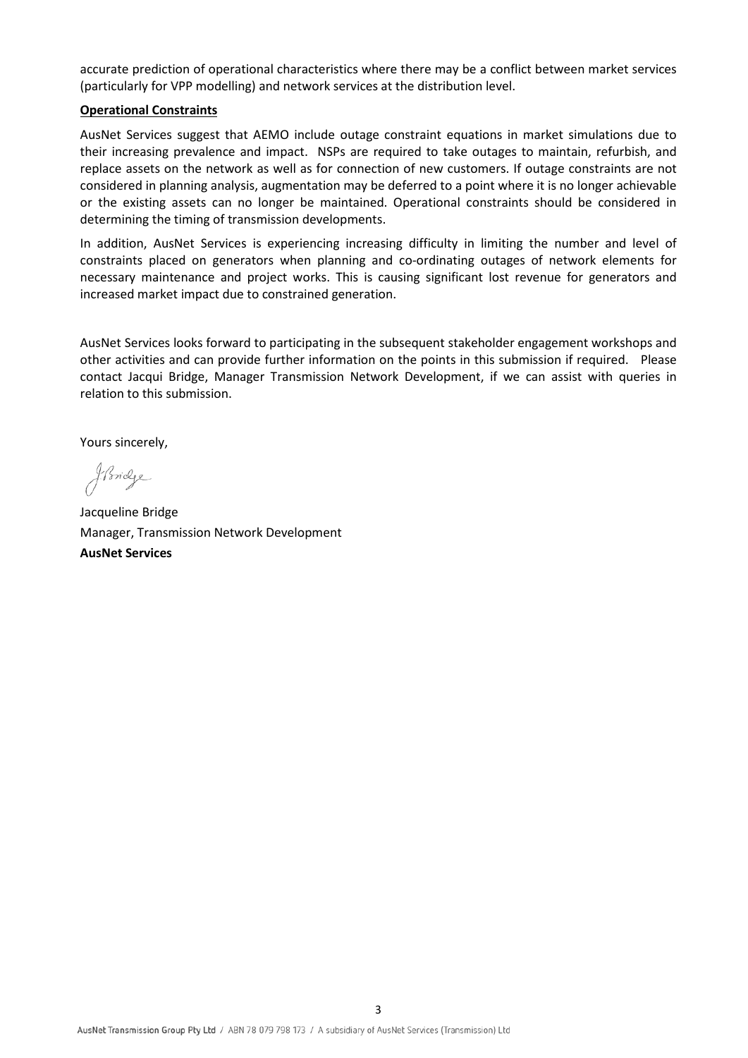accurate prediction of operational characteristics where there may be a conflict between market services (particularly for VPP modelling) and network services at the distribution level.

**Operational Constraints**

AusNet Services suggest that AEMO include outage constraint equations in market simulations due to their increasing prevalence and impact. NSPs are required to take outages to maintain, refurbish, and replace assets on the network as well as for connection of new customers. If outage constraints are not considered in planning analysis, augmentation may be deferred to a point where it is no longer achievable or the existing assets can no longer be maintained. Operational constraints should be considered in determining the timing of transmission developments.

In addition, AusNet Services is experiencing increasing difficulty in limiting the number and level of constraints placed on generators when planning and co-ordinating outages of network elements for necessary maintenance and project works. This is causing significant lost revenue for generators and increased market impact due to constrained generation.

AusNet Services looks forward to participating in the subsequent stakeholder engagement workshops and other activities and can provide further information on the points in this submission if required. Please contact Jacqui Bridge, Manager Transmission Network Development, if we can assist with queries in relation to this submission.

Yours sincerely,

Jacqueline Bridge
Manager, Transmission Network Development
**AusNet Services**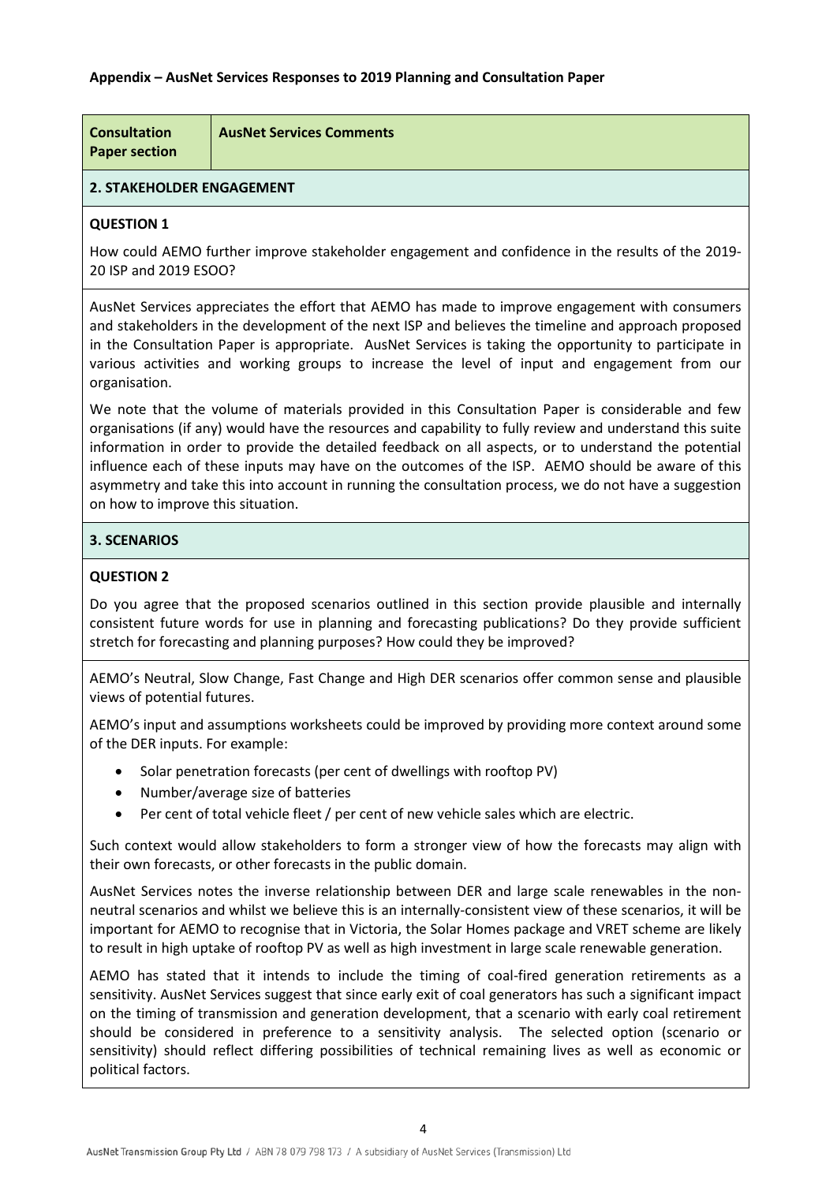**Appendix – AusNet Services Responses to 2019 Planning and Consultation Paper**

| Consultation Paper section | AusNet Services Comments |
| --- | --- |

**2. STAKEHOLDER ENGAGEMENT**

**QUESTION 1**

How could AEMO further improve stakeholder engagement and confidence in the results of the 2019-20 ISP and 2019 ESOO?

AusNet Services appreciates the effort that AEMO has made to improve engagement with consumers and stakeholders in the development of the next ISP and believes the timeline and approach proposed in the Consultation Paper is appropriate. AusNet Services is taking the opportunity to participate in various activities and working groups to increase the level of input and engagement from our organisation.

We note that the volume of materials provided in this Consultation Paper is considerable and few organisations (if any) would have the resources and capability to fully review and understand this suite information in order to provide the detailed feedback on all aspects, or to understand the potential influence each of these inputs may have on the outcomes of the ISP. AEMO should be aware of this asymmetry and take this into account in running the consultation process, we do not have a suggestion on how to improve this situation.

**3. SCENARIOS**

**QUESTION 2**

Do you agree that the proposed scenarios outlined in this section provide plausible and internally consistent future words for use in planning and forecasting publications? Do they provide sufficient stretch for forecasting and planning purposes? How could they be improved?

AEMO's Neutral, Slow Change, Fast Change and High DER scenarios offer common sense and plausible views of potential futures.

AEMO's input and assumptions worksheets could be improved by providing more context around some of the DER inputs. For example:

- Solar penetration forecasts (per cent of dwellings with rooftop PV)
- Number/average size of batteries
- Per cent of total vehicle fleet / per cent of new vehicle sales which are electric.

Such context would allow stakeholders to form a stronger view of how the forecasts may align with their own forecasts, or other forecasts in the public domain.

AusNet Services notes the inverse relationship between DER and large scale renewables in the non-neutral scenarios and whilst we believe this is an internally-consistent view of these scenarios, it will be important for AEMO to recognise that in Victoria, the Solar Homes package and VRET scheme are likely to result in high uptake of rooftop PV as well as high investment in large scale renewable generation.

AEMO has stated that it intends to include the timing of coal-fired generation retirements as a sensitivity. AusNet Services suggest that since early exit of coal generators has such a significant impact on the timing of transmission and generation development, that a scenario with early coal retirement should be considered in preference to a sensitivity analysis. The selected option (scenario or sensitivity) should reflect differing possibilities of technical remaining lives as well as economic or political factors.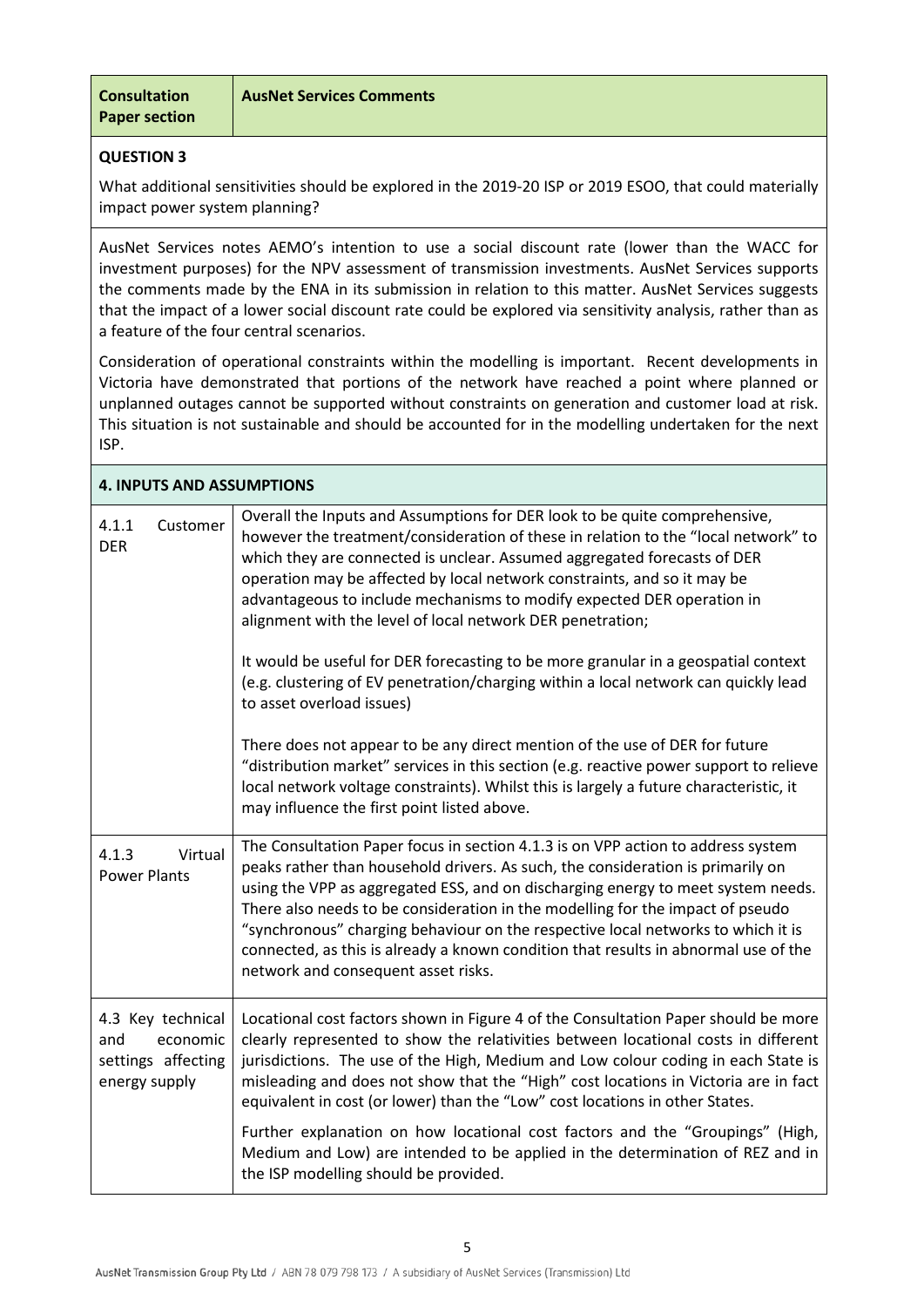| Consultation Paper section | AusNet Services Comments |
|---|---|
| **QUESTION 3** | |
| What additional sensitivities should be explored in the 2019-20 ISP or 2019 ESOO, that could materially impact power system planning? | |
| AusNet Services notes AEMO's intention to use a social discount rate (lower than the WACC for investment purposes) for the NPV assessment of transmission investments. AusNet Services supports the comments made by the ENA in its submission in relation to this matter. AusNet Services suggests that the impact of a lower social discount rate could be explored via sensitivity analysis, rather than as a feature of the four central scenarios.<br><br>Consideration of operational constraints within the modelling is important. Recent developments in Victoria have demonstrated that portions of the network have reached a point where planned or unplanned outages cannot be supported without constraints on generation and customer load at risk. This situation is not sustainable and should be accounted for in the modelling undertaken for the next ISP. | |
| **4. INPUTS AND ASSUMPTIONS** | |
| 4.1.1 Customer DER | Overall the Inputs and Assumptions for DER look to be quite comprehensive, however the treatment/consideration of these in relation to the "local network" to which they are connected is unclear. Assumed aggregated forecasts of DER operation may be affected by local network constraints, and so it may be advantageous to include mechanisms to modify expected DER operation in alignment with the level of local network DER penetration;<br><br>It would be useful for DER forecasting to be more granular in a geospatial context (e.g. clustering of EV penetration/charging within a local network can quickly lead to asset overload issues)<br><br>There does not appear to be any direct mention of the use of DER for future "distribution market" services in this section (e.g. reactive power support to relieve local network voltage constraints). Whilst this is largely a future characteristic, it may influence the first point listed above. |
| 4.1.3 Virtual Power Plants | The Consultation Paper focus in section 4.1.3 is on VPP action to address system peaks rather than household drivers. As such, the consideration is primarily on using the VPP as aggregated ESS, and on discharging energy to meet system needs. There also needs to be consideration in the modelling for the impact of pseudo "synchronous" charging behaviour on the respective local networks to which it is connected, as this is already a known condition that results in abnormal use of the network and consequent asset risks. |
| 4.3 Key technical and economic settings affecting energy supply | Locational cost factors shown in Figure 4 of the Consultation Paper should be more clearly represented to show the relativities between locational costs in different jurisdictions. The use of the High, Medium and Low colour coding in each State is misleading and does not show that the "High" cost locations in Victoria are in fact equivalent in cost (or lower) than the "Low" cost locations in other States.<br><br>Further explanation on how locational cost factors and the "Groupings" (High, Medium and Low) are intended to be applied in the determination of REZ and in the ISP modelling should be provided. |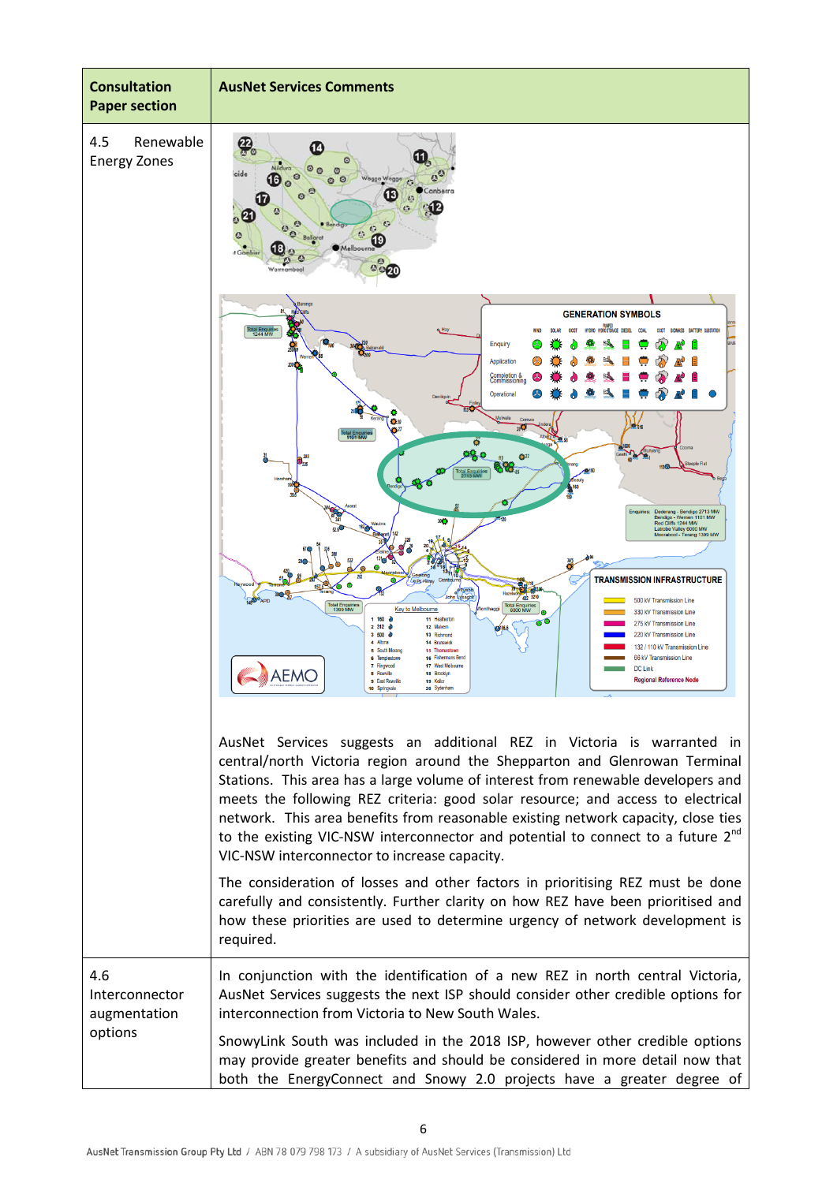| Consultation Paper section | AusNet Services Comments |
| --- | --- |
| 4.5 Renewable Energy Zones | AusNet Services suggests an additional REZ in Victoria is warranted in central/north Victoria region around the Shepparton and Glenrowan Terminal Stations. This area has a large volume of interest from renewable developers and meets the following REZ criteria: good solar resource; and access to electrical network. This area benefits from reasonable existing network capacity, close ties to the existing VIC-NSW interconnector and potential to connect to a future 2[nd] VIC-NSW interconnector to increase capacity.<br><br>The consideration of losses and other factors in prioritising REZ must be done carefully and consistently. Further clarity on how REZ have been prioritised and how these priorities are used to determine urgency of network development is required. |
| 4.6 Interconnector augmentation options | In conjunction with the identification of a new REZ in north central Victoria, AusNet Services suggests the next ISP should consider other credible options for interconnection from Victoria to New South Wales.<br><br>SnowyLink South was included in the 2018 ISP, however other credible options may provide greater benefits and should be considered in more detail now that both the EnergyConnect and Snowy 2.0 projects have a greater degree of |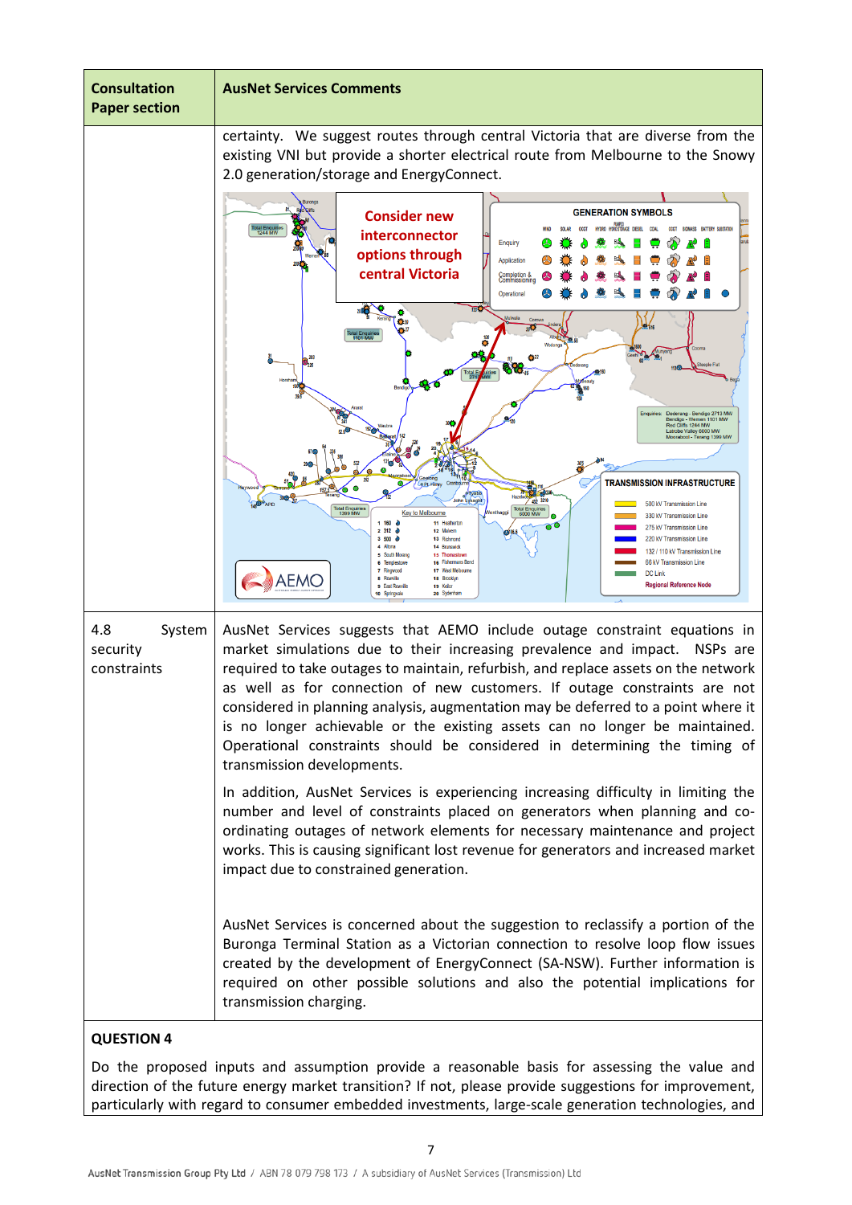| Consultation Paper section | AusNet Services Comments |
|---|---|
| | certainty. We suggest routes through central Victoria that are diverse from the existing VNI but provide a shorter electrical route from Melbourne to the Snowy 2.0 generation/storage and EnergyConnect. |
| 4.8 System security constraints | AusNet Services suggests that AEMO include outage constraint equations in market simulations due to their increasing prevalence and impact. NSPs are required to take outages to maintain, refurbish, and replace assets on the network as well as for connection of new customers. If outage constraints are not considered in planning analysis, augmentation may be deferred to a point where it is no longer achievable or the existing assets can no longer be maintained. Operational constraints should be considered in determining the timing of transmission developments.<br><br>In addition, AusNet Services is experiencing increasing difficulty in limiting the number and level of constraints placed on generators when planning and co-ordinating outages of network elements for necessary maintenance and project works. This is causing significant lost revenue for generators and increased market impact due to constrained generation.<br><br>AusNet Services is concerned about the suggestion to reclassify a portion of the Buronga Terminal Station as a Victorian connection to resolve loop flow issues created by the development of EnergyConnect (SA-NSW). Further information is required on other possible solutions and also the potential implications for transmission charging. |

**QUESTION 4**

Do the proposed inputs and assumption provide a reasonable basis for assessing the value and direction of the future energy market transition? If not, please provide suggestions for improvement, particularly with regard to consumer embedded investments, large-scale generation technologies, and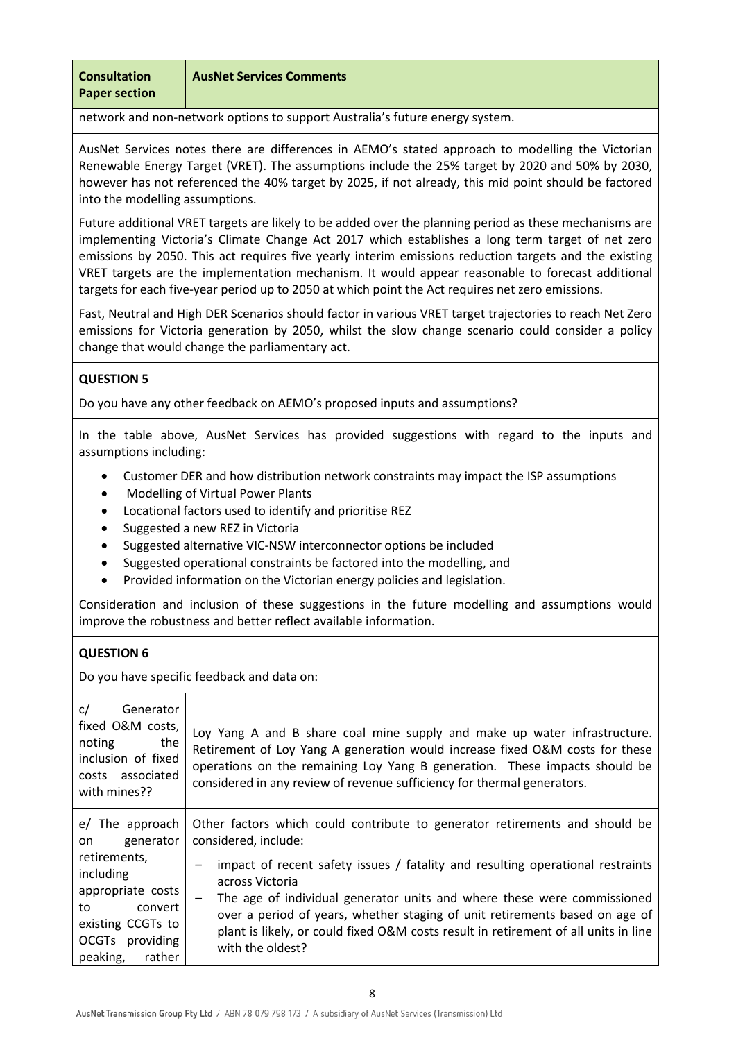| Consultation Paper section | AusNet Services Comments |
|---|---|

network and non-network options to support Australia's future energy system.

AusNet Services notes there are differences in AEMO's stated approach to modelling the Victorian Renewable Energy Target (VRET). The assumptions include the 25% target by 2020 and 50% by 2030, however has not referenced the 40% target by 2025, if not already, this mid point should be factored into the modelling assumptions.

Future additional VRET targets are likely to be added over the planning period as these mechanisms are implementing Victoria's Climate Change Act 2017 which establishes a long term target of net zero emissions by 2050. This act requires five yearly interim emissions reduction targets and the existing VRET targets are the implementation mechanism. It would appear reasonable to forecast additional targets for each five-year period up to 2050 at which point the Act requires net zero emissions.

Fast, Neutral and High DER Scenarios should factor in various VRET target trajectories to reach Net Zero emissions for Victoria generation by 2050, whilst the slow change scenario could consider a policy change that would change the parliamentary act.

**QUESTION 5**

Do you have any other feedback on AEMO's proposed inputs and assumptions?

In the table above, AusNet Services has provided suggestions with regard to the inputs and assumptions including:

- Customer DER and how distribution network constraints may impact the ISP assumptions
- Modelling of Virtual Power Plants
- Locational factors used to identify and prioritise REZ
- Suggested a new REZ in Victoria
- Suggested alternative VIC-NSW interconnector options be included
- Suggested operational constraints be factored into the modelling, and
- Provided information on the Victorian energy policies and legislation.

Consideration and inclusion of these suggestions in the future modelling and assumptions would improve the robustness and better reflect available information.

**QUESTION 6**

Do you have specific feedback and data on:

| | |
|---|---|
| c/ Generator fixed O&M costs, noting the inclusion of fixed costs associated with mines?? | Loy Yang A and B share coal mine supply and make up water infrastructure. Retirement of Loy Yang A generation would increase fixed O&M costs for these operations on the remaining Loy Yang B generation. These impacts should be considered in any review of revenue sufficiency for thermal generators. |
| e/ The approach on generator retirements, including appropriate costs to convert existing CCGTs to OCGTs providing peaking, rather | Other factors which could contribute to generator retirements and should be considered, include:<br>– impact of recent safety issues / fatality and resulting operational restraints across Victoria<br>– The age of individual generator units and where these were commissioned over a period of years, whether staging of unit retirements based on age of plant is likely, or could fixed O&M costs result in retirement of all units in line with the oldest? |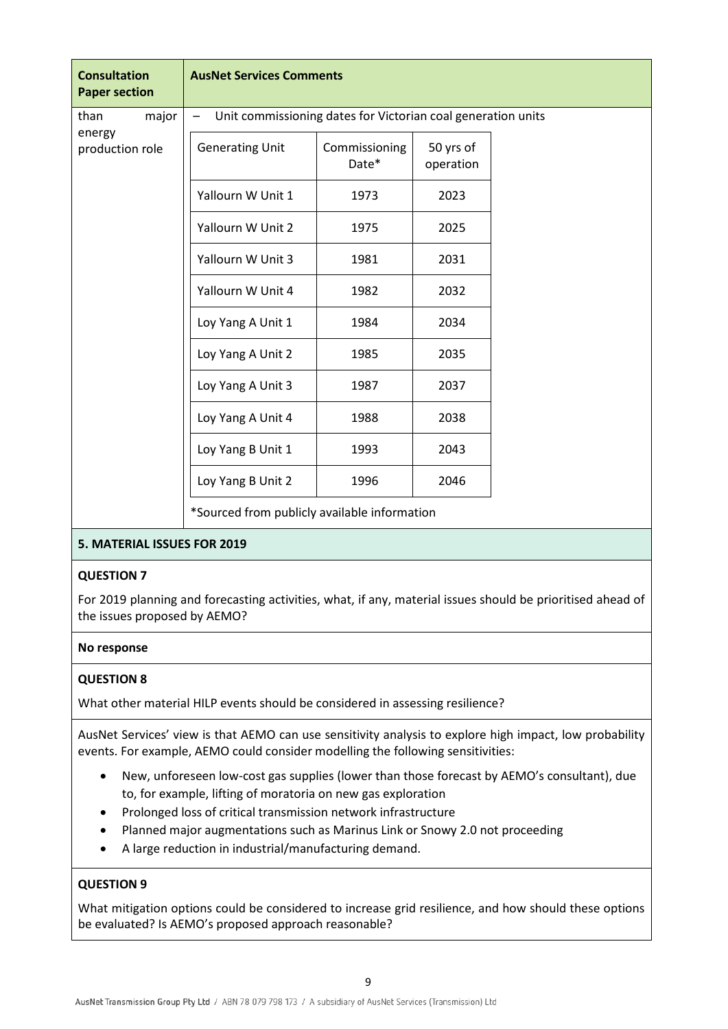| Consultation Paper section | AusNet Services Comments |
|---|---|
| than major energy production role | – Unit commissioning dates for Victorian coal generation units |

| Generating Unit | Commissioning Date* | 50 yrs of operation |
|---|---|---|
| Yallourn W Unit 1 | 1973 | 2023 |
| Yallourn W Unit 2 | 1975 | 2025 |
| Yallourn W Unit 3 | 1981 | 2031 |
| Yallourn W Unit 4 | 1982 | 2032 |
| Loy Yang A Unit 1 | 1984 | 2034 |
| Loy Yang A Unit 2 | 1985 | 2035 |
| Loy Yang A Unit 3 | 1987 | 2037 |
| Loy Yang A Unit 4 | 1988 | 2038 |
| Loy Yang B Unit 1 | 1993 | 2043 |
| Loy Yang B Unit 2 | 1996 | 2046 |

*Sourced from publicly available information

**5. MATERIAL ISSUES FOR 2019**

**QUESTION 7**

For 2019 planning and forecasting activities, what, if any, material issues should be prioritised ahead of the issues proposed by AEMO?

**No response**

**QUESTION 8**

What other material HILP events should be considered in assessing resilience?

AusNet Services' view is that AEMO can use sensitivity analysis to explore high impact, low probability events. For example, AEMO could consider modelling the following sensitivities:

- New, unforeseen low-cost gas supplies (lower than those forecast by AEMO's consultant), due to, for example, lifting of moratoria on new gas exploration
- Prolonged loss of critical transmission network infrastructure
- Planned major augmentations such as Marinus Link or Snowy 2.0 not proceeding
- A large reduction in industrial/manufacturing demand.

**QUESTION 9**

What mitigation options could be considered to increase grid resilience, and how should these options be evaluated? Is AEMO's proposed approach reasonable?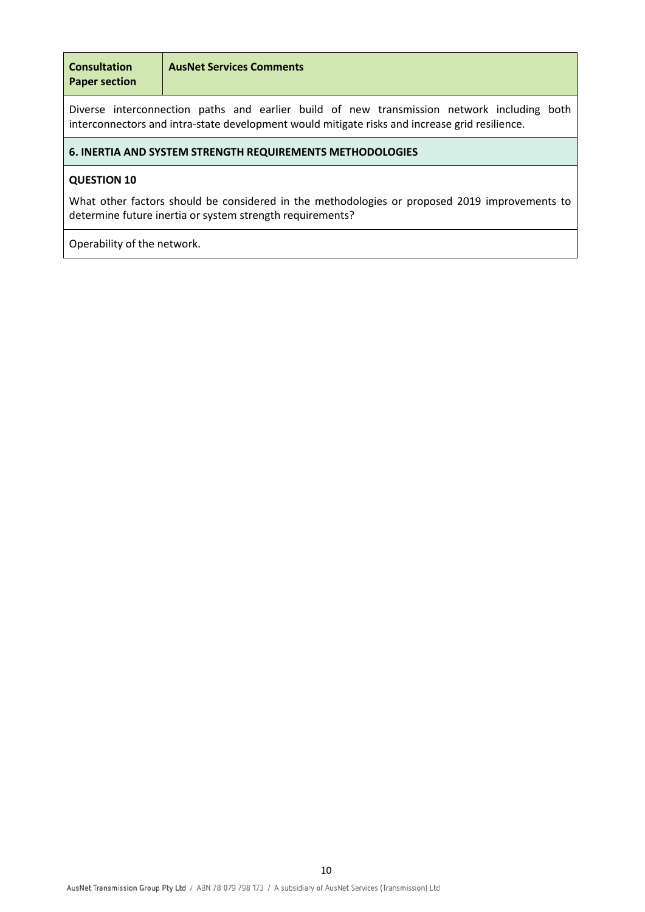| Consultation Paper section | AusNet Services Comments |
|---|---|
| Diverse interconnection paths and earlier build of new transmission network including both interconnectors and intra-state development would mitigate risks and increase grid resilience. | |
| **6. INERTIA AND SYSTEM STRENGTH REQUIREMENTS METHODOLOGIES** | |
| **QUESTION 10** What other factors should be considered in the methodologies or proposed 2019 improvements to determine future inertia or system strength requirements? | |
| Operability of the network. | |